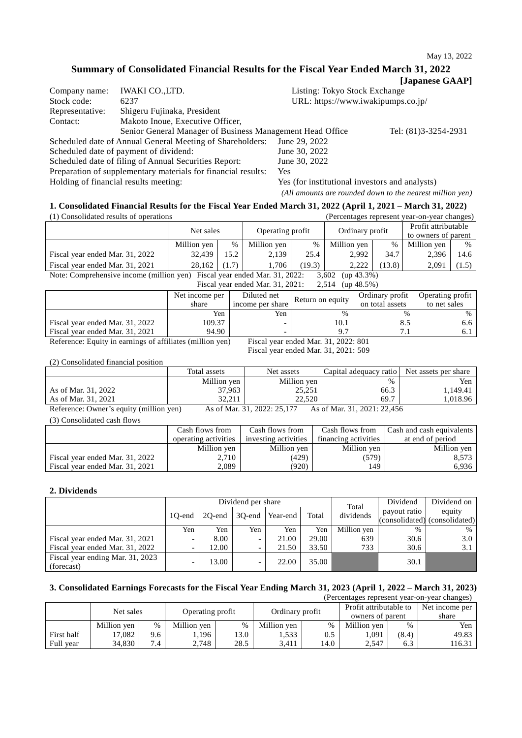May 13, 2022

# Summary of Consolidated Financial Results for the Fiscal Year Ended March 31, 2022

**[Japanese GAAP]**

| | | |
|---|---|---|
| Company name: | IWAKI CO.,LTD. | Listing: Tokyo Stock Exchange |
| Stock code: | 6237 | URL: https://www.iwakipumps.co.jp/ |
| Representative: | Shigeru Fujinaka, President | |
| Contact: | Makoto Inoue, Executive Officer, Senior General Manager of Business Management Head Office | Tel: (81)3-3254-2931 |

Scheduled date of Annual General Meeting of Shareholders: June 29, 2022
Scheduled date of payment of dividend: June 30, 2022
Scheduled date of filing of Annual Securities Report: June 30, 2022
Preparation of supplementary materials for financial results: Yes
Holding of financial results meeting: Yes (for institutional investors and analysts)

*(All amounts are rounded down to the nearest million yen)*

## 1. Consolidated Financial Results for the Fiscal Year Ended March 31, 2022 (April 1, 2021 – March 31, 2022)

(1) Consolidated results of operations (Percentages represent year-on-year changes)

| | Net sales | | Operating profit | | Ordinary profit | | Profit attributable to owners of parent | |
|---|---|---|---|---|---|---|---|---|
| | Million yen | % | Million yen | % | Million yen | % | Million yen | % |
| Fiscal year ended Mar. 31, 2022 | 32,439 | 15.2 | 2,139 | 25.4 | 2,992 | 34.7 | 2,396 | 14.6 |
| Fiscal year ended Mar. 31, 2021 | 28,162 | (1.7) | 1,706 | (19.3) | 2,222 | (13.8) | 2,091 | (1.5) |

Note: Comprehensive income (million yen) Fiscal year ended Mar. 31, 2022: 3,602 (up 43.3%)
Fiscal year ended Mar. 31, 2021: 2,514 (up 48.5%)

| | Net income per share | Diluted net income per share | Return on equity | Ordinary profit on total assets | Operating profit to net sales |
|---|---|---|---|---|---|
| | Yen | Yen | % | % | % |
| Fiscal year ended Mar. 31, 2022 | 109.37 | - | 10.1 | 8.5 | 6.6 |
| Fiscal year ended Mar. 31, 2021 | 94.90 | - | 9.7 | 7.1 | 6.1 |

Reference: Equity in earnings of affiliates (million yen) Fiscal year ended Mar. 31, 2022: 801
Fiscal year ended Mar. 31, 2021: 509

(2) Consolidated financial position

| | Total assets | Net assets | Capital adequacy ratio | Net assets per share |
|---|---|---|---|---|
| | Million yen | Million yen | % | Yen |
| As of Mar. 31, 2022 | 37,963 | 25,251 | 66.3 | 1,149.41 |
| As of Mar. 31, 2021 | 32,211 | 22,520 | 69.7 | 1,018.96 |

Reference: Owner's equity (million yen) As of Mar. 31, 2022: 25,177 As of Mar. 31, 2021: 22,456

(3) Consolidated cash flows

| | Cash flows from operating activities | Cash flows from investing activities | Cash flows from financing activities | Cash and cash equivalents at end of period |
|---|---|---|---|---|
| | Million yen | Million yen | Million yen | Million yen |
| Fiscal year ended Mar. 31, 2022 | 2,710 | (429) | (579) | 8,573 |
| Fiscal year ended Mar. 31, 2021 | 2,089 | (920) | 149 | 6,936 |

## 2. Dividends

| | Dividend per share | | | | | Total dividends | Dividend payout ratio (consolidated) | Dividend on equity (consolidated) |
|---|---|---|---|---|---|---|---|---|
| | 1Q-end | 2Q-end | 3Q-end | Year-end | Total | | | |
| | Yen | Yen | Yen | Yen | Yen | Million yen | % | % |
| Fiscal year ended Mar. 31, 2021 | - | 8.00 | - | 21.00 | 29.00 | 639 | 30.6 | 3.0 |
| Fiscal year ended Mar. 31, 2022 | - | 12.00 | - | 21.50 | 33.50 | 733 | 30.6 | 3.1 |
| Fiscal year ending Mar. 31, 2023 (forecast) | - | 13.00 | - | 22.00 | 35.00 | | 30.1 | |

## 3. Consolidated Earnings Forecasts for the Fiscal Year Ending March 31, 2023 (April 1, 2022 – March 31, 2023)

(Percentages represent year-on-year changes)

| | Net sales | | Operating profit | | Ordinary profit | | Profit attributable to owners of parent | | Net income per share |
|---|---|---|---|---|---|---|---|---|---|
| | Million yen | % | Million yen | % | Million yen | % | Million yen | % | Yen |
| First half | 17,082 | 9.6 | 1,196 | 13.0 | 1,533 | 0.5 | 1,091 | (8.4) | 49.83 |
| Full year | 34,830 | 7.4 | 2,748 | 28.5 | 3,411 | 14.0 | 2,547 | 6.3 | 116.31 |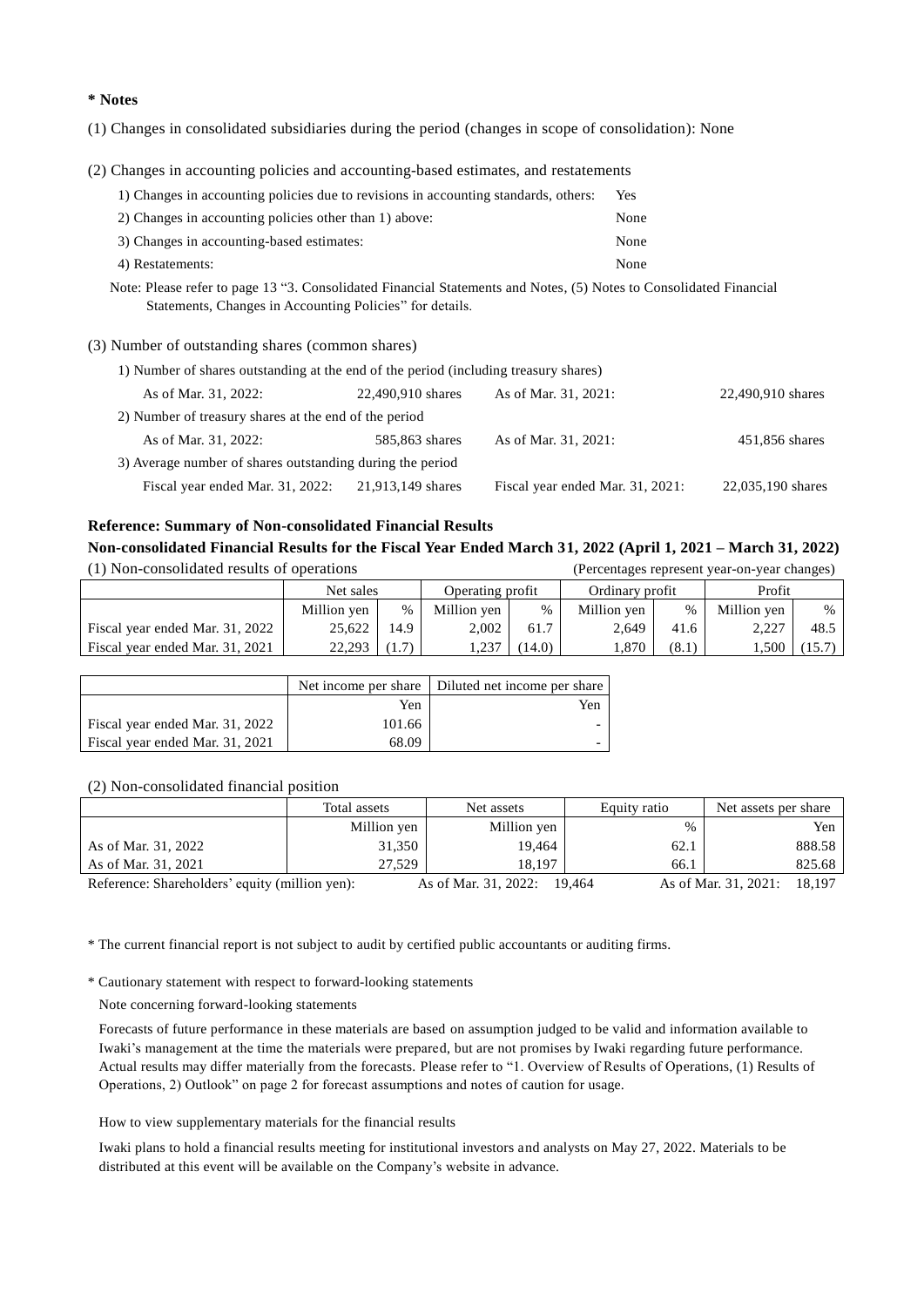**\* Notes**

(1) Changes in consolidated subsidiaries during the period (changes in scope of consolidation): None

(2) Changes in accounting policies and accounting-based estimates, and restatements

1) Changes in accounting policies due to revisions in accounting standards, others: Yes

2) Changes in accounting policies other than 1) above: None

3) Changes in accounting-based estimates: None

4) Restatements: None

Note: Please refer to page 13 "3. Consolidated Financial Statements and Notes, (5) Notes to Consolidated Financial Statements, Changes in Accounting Policies" for details.

(3) Number of outstanding shares (common shares)

1) Number of shares outstanding at the end of the period (including treasury shares)

| As of Mar. 31, 2022: | 22,490,910 shares | As of Mar. 31, 2021: | 22,490,910 shares |
|---|---|---|---|

2) Number of treasury shares at the end of the period

| As of Mar. 31, 2022: | 585,863 shares | As of Mar. 31, 2021: | 451,856 shares |
|---|---|---|---|

3) Average number of shares outstanding during the period

| Fiscal year ended Mar. 31, 2022: | 21,913,149 shares | Fiscal year ended Mar. 31, 2021: | 22,035,190 shares |
|---|---|---|---|

**Reference: Summary of Non-consolidated Financial Results**

**Non-consolidated Financial Results for the Fiscal Year Ended March 31, 2022 (April 1, 2021 – March 31, 2022)**

(1) Non-consolidated results of operations (Percentages represent year-on-year changes)

| | Net sales | | Operating profit | | Ordinary profit | | Profit | |
|---|---|---|---|---|---|---|---|---|
| | Million yen | % | Million yen | % | Million yen | % | Million yen | % |
| Fiscal year ended Mar. 31, 2022 | 25,622 | 14.9 | 2,002 | 61.7 | 2,649 | 41.6 | 2,227 | 48.5 |
| Fiscal year ended Mar. 31, 2021 | 22,293 | (1.7) | 1,237 | (14.0) | 1,870 | (8.1) | 1,500 | (15.7) |

| | Net income per share | Diluted net income per share |
|---|---|---|
| | Yen | Yen |
| Fiscal year ended Mar. 31, 2022 | 101.66 | - |
| Fiscal year ended Mar. 31, 2021 | 68.09 | - |

(2) Non-consolidated financial position

| | Total assets | Net assets | Equity ratio | Net assets per share |
|---|---|---|---|---|
| | Million yen | Million yen | % | Yen |
| As of Mar. 31, 2022 | 31,350 | 19,464 | 62.1 | 888.58 |
| As of Mar. 31, 2021 | 27,529 | 18,197 | 66.1 | 825.68 |

Reference: Shareholders' equity (million yen): As of Mar. 31, 2022: 19,464 As of Mar. 31, 2021: 18,197

\* The current financial report is not subject to audit by certified public accountants or auditing firms.

\* Cautionary statement with respect to forward-looking statements

Note concerning forward-looking statements

Forecasts of future performance in these materials are based on assumption judged to be valid and information available to Iwaki's management at the time the materials were prepared, but are not promises by Iwaki regarding future performance. Actual results may differ materially from the forecasts. Please refer to "1. Overview of Results of Operations, (1) Results of Operations, 2) Outlook" on page 2 for forecast assumptions and notes of caution for usage.

How to view supplementary materials for the financial results

Iwaki plans to hold a financial results meeting for institutional investors and analysts on May 27, 2022. Materials to be distributed at this event will be available on the Company's website in advance.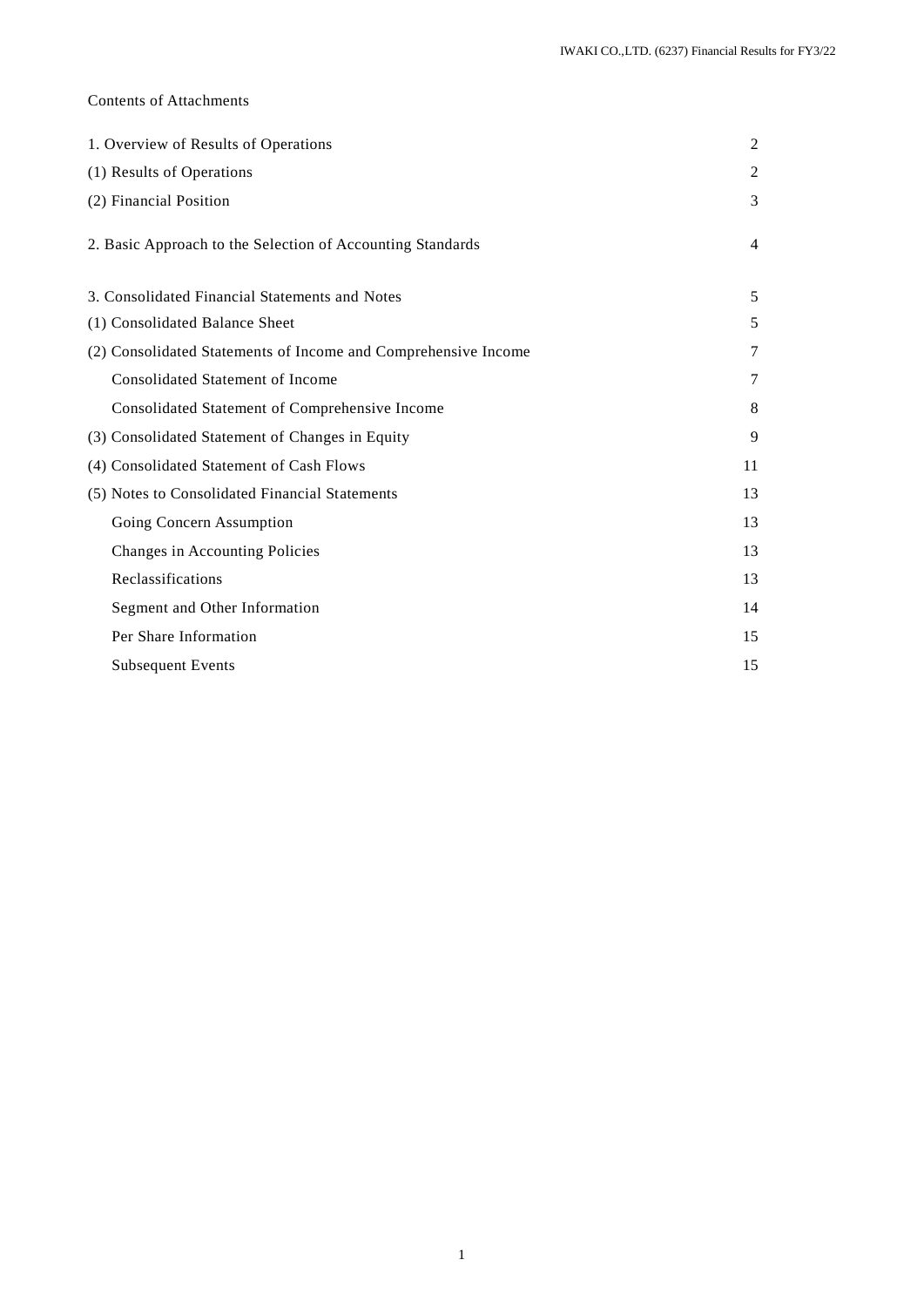Contents of Attachments

| | |
|---|---|
| 1. Overview of Results of Operations | 2 |
| (1) Results of Operations | 2 |
| (2) Financial Position | 3 |
| 2. Basic Approach to the Selection of Accounting Standards | 4 |
| 3. Consolidated Financial Statements and Notes | 5 |
| (1) Consolidated Balance Sheet | 5 |
| (2) Consolidated Statements of Income and Comprehensive Income | 7 |
| Consolidated Statement of Income | 7 |
| Consolidated Statement of Comprehensive Income | 8 |
| (3) Consolidated Statement of Changes in Equity | 9 |
| (4) Consolidated Statement of Cash Flows | 11 |
| (5) Notes to Consolidated Financial Statements | 13 |
| Going Concern Assumption | 13 |
| Changes in Accounting Policies | 13 |
| Reclassifications | 13 |
| Segment and Other Information | 14 |
| Per Share Information | 15 |
| Subsequent Events | 15 |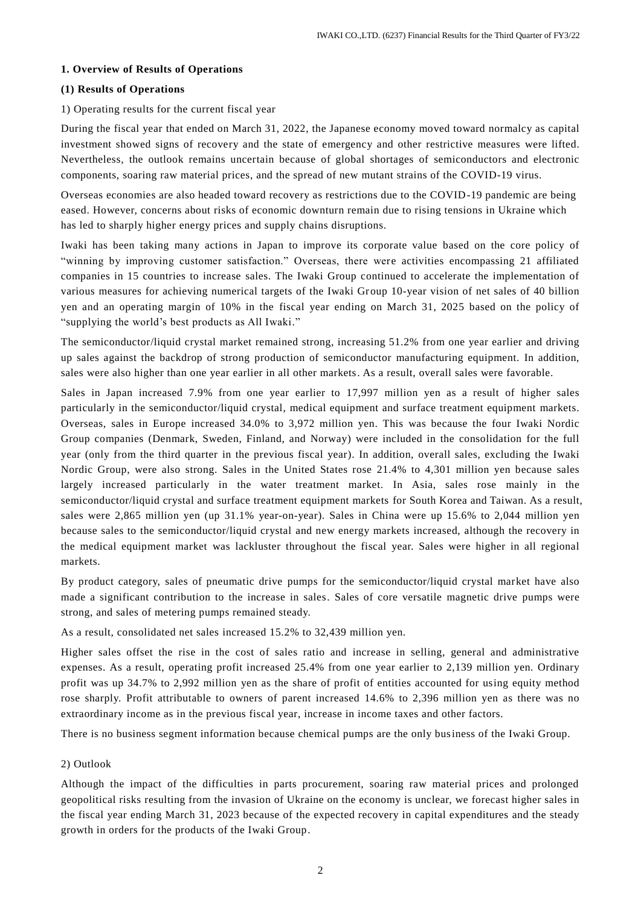## 1. Overview of Results of Operations

### (1) Results of Operations

1) Operating results for the current fiscal year

During the fiscal year that ended on March 31, 2022, the Japanese economy moved toward normalcy as capital investment showed signs of recovery and the state of emergency and other restrictive measures were lifted. Nevertheless, the outlook remains uncertain because of global shortages of semiconductors and electronic components, soaring raw material prices, and the spread of new mutant strains of the COVID-19 virus.

Overseas economies are also headed toward recovery as restrictions due to the COVID-19 pandemic are being eased. However, concerns about risks of economic downturn remain due to rising tensions in Ukraine which has led to sharply higher energy prices and supply chains disruptions.

Iwaki has been taking many actions in Japan to improve its corporate value based on the core policy of "winning by improving customer satisfaction." Overseas, there were activities encompassing 21 affiliated companies in 15 countries to increase sales. The Iwaki Group continued to accelerate the implementation of various measures for achieving numerical targets of the Iwaki Group 10-year vision of net sales of 40 billion yen and an operating margin of 10% in the fiscal year ending on March 31, 2025 based on the policy of "supplying the world's best products as All Iwaki."

The semiconductor/liquid crystal market remained strong, increasing 51.2% from one year earlier and driving up sales against the backdrop of strong production of semiconductor manufacturing equipment. In addition, sales were also higher than one year earlier in all other markets. As a result, overall sales were favorable.

Sales in Japan increased 7.9% from one year earlier to 17,997 million yen as a result of higher sales particularly in the semiconductor/liquid crystal, medical equipment and surface treatment equipment markets. Overseas, sales in Europe increased 34.0% to 3,972 million yen. This was because the four Iwaki Nordic Group companies (Denmark, Sweden, Finland, and Norway) were included in the consolidation for the full year (only from the third quarter in the previous fiscal year). In addition, overall sales, excluding the Iwaki Nordic Group, were also strong. Sales in the United States rose 21.4% to 4,301 million yen because sales largely increased particularly in the water treatment market. In Asia, sales rose mainly in the semiconductor/liquid crystal and surface treatment equipment markets for South Korea and Taiwan. As a result, sales were 2,865 million yen (up 31.1% year-on-year). Sales in China were up 15.6% to 2,044 million yen because sales to the semiconductor/liquid crystal and new energy markets increased, although the recovery in the medical equipment market was lackluster throughout the fiscal year. Sales were higher in all regional markets.

By product category, sales of pneumatic drive pumps for the semiconductor/liquid crystal market have also made a significant contribution to the increase in sales. Sales of core versatile magnetic drive pumps were strong, and sales of metering pumps remained steady.

As a result, consolidated net sales increased 15.2% to 32,439 million yen.

Higher sales offset the rise in the cost of sales ratio and increase in selling, general and administrative expenses. As a result, operating profit increased 25.4% from one year earlier to 2,139 million yen. Ordinary profit was up 34.7% to 2,992 million yen as the share of profit of entities accounted for using equity method rose sharply. Profit attributable to owners of parent increased 14.6% to 2,396 million yen as there was no extraordinary income as in the previous fiscal year, increase in income taxes and other factors.

There is no business segment information because chemical pumps are the only business of the Iwaki Group.

2) Outlook

Although the impact of the difficulties in parts procurement, soaring raw material prices and prolonged geopolitical risks resulting from the invasion of Ukraine on the economy is unclear, we forecast higher sales in the fiscal year ending March 31, 2023 because of the expected recovery in capital expenditures and the steady growth in orders for the products of the Iwaki Group.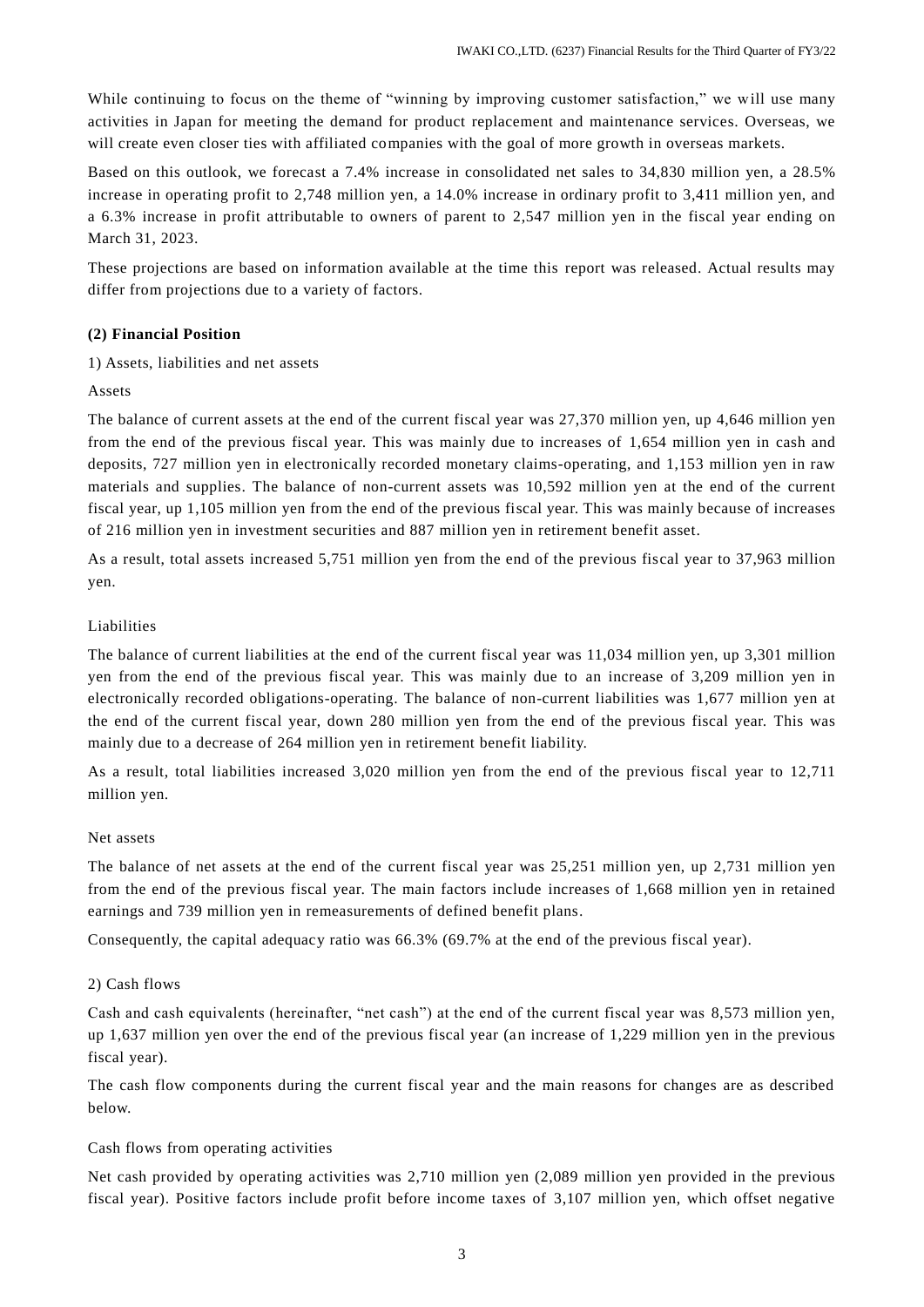While continuing to focus on the theme of "winning by improving customer satisfaction," we will use many activities in Japan for meeting the demand for product replacement and maintenance services. Overseas, we will create even closer ties with affiliated companies with the goal of more growth in overseas markets.

Based on this outlook, we forecast a 7.4% increase in consolidated net sales to 34,830 million yen, a 28.5% increase in operating profit to 2,748 million yen, a 14.0% increase in ordinary profit to 3,411 million yen, and a 6.3% increase in profit attributable to owners of parent to 2,547 million yen in the fiscal year ending on March 31, 2023.

These projections are based on information available at the time this report was released. Actual results may differ from projections due to a variety of factors.

**(2) Financial Position**

1) Assets, liabilities and net assets

Assets

The balance of current assets at the end of the current fiscal year was 27,370 million yen, up 4,646 million yen from the end of the previous fiscal year. This was mainly due to increases of 1,654 million yen in cash and deposits, 727 million yen in electronically recorded monetary claims-operating, and 1,153 million yen in raw materials and supplies. The balance of non-current assets was 10,592 million yen at the end of the current fiscal year, up 1,105 million yen from the end of the previous fiscal year. This was mainly because of increases of 216 million yen in investment securities and 887 million yen in retirement benefit asset.

As a result, total assets increased 5,751 million yen from the end of the previous fiscal year to 37,963 million yen.

Liabilities

The balance of current liabilities at the end of the current fiscal year was 11,034 million yen, up 3,301 million yen from the end of the previous fiscal year. This was mainly due to an increase of 3,209 million yen in electronically recorded obligations-operating. The balance of non-current liabilities was 1,677 million yen at the end of the current fiscal year, down 280 million yen from the end of the previous fiscal year. This was mainly due to a decrease of 264 million yen in retirement benefit liability.

As a result, total liabilities increased 3,020 million yen from the end of the previous fiscal year to 12,711 million yen.

Net assets

The balance of net assets at the end of the current fiscal year was 25,251 million yen, up 2,731 million yen from the end of the previous fiscal year. The main factors include increases of 1,668 million yen in retained earnings and 739 million yen in remeasurements of defined benefit plans.

Consequently, the capital adequacy ratio was 66.3% (69.7% at the end of the previous fiscal year).

2) Cash flows

Cash and cash equivalents (hereinafter, "net cash") at the end of the current fiscal year was 8,573 million yen, up 1,637 million yen over the end of the previous fiscal year (an increase of 1,229 million yen in the previous fiscal year).

The cash flow components during the current fiscal year and the main reasons for changes are as described below.

Cash flows from operating activities

Net cash provided by operating activities was 2,710 million yen (2,089 million yen provided in the previous fiscal year). Positive factors include profit before income taxes of 3,107 million yen, which offset negative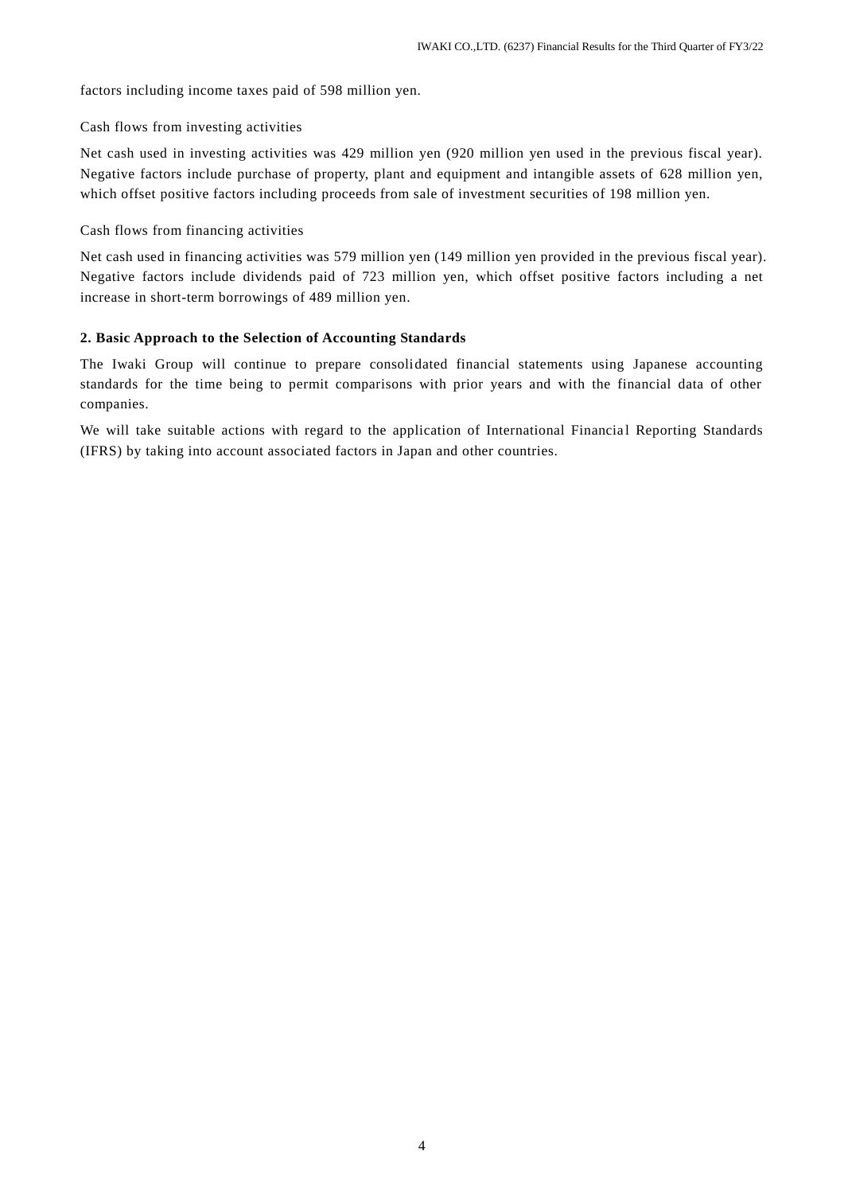factors including income taxes paid of 598 million yen.

Cash flows from investing activities

Net cash used in investing activities was 429 million yen (920 million yen used in the previous fiscal year). Negative factors include purchase of property, plant and equipment and intangible assets of 628 million yen, which offset positive factors including proceeds from sale of investment securities of 198 million yen.

Cash flows from financing activities

Net cash used in financing activities was 579 million yen (149 million yen provided in the previous fiscal year). Negative factors include dividends paid of 723 million yen, which offset positive factors including a net increase in short-term borrowings of 489 million yen.

**2. Basic Approach to the Selection of Accounting Standards**

The Iwaki Group will continue to prepare consolidated financial statements using Japanese accounting standards for the time being to permit comparisons with prior years and with the financial data of other companies.

We will take suitable actions with regard to the application of International Financial Reporting Standards (IFRS) by taking into account associated factors in Japan and other countries.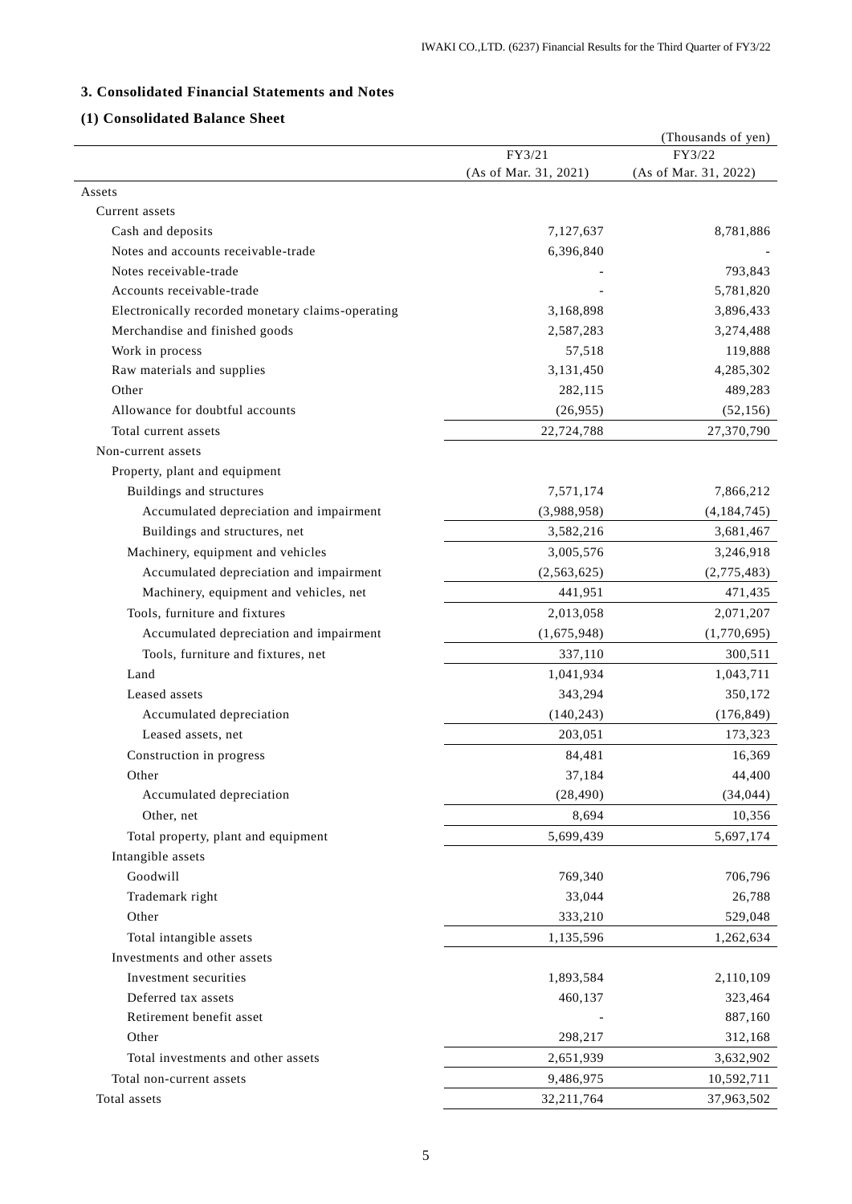## 3. Consolidated Financial Statements and Notes

### (1) Consolidated Balance Sheet

(Thousands of yen)

| | FY3/21 (As of Mar. 31, 2021) | FY3/22 (As of Mar. 31, 2022) |
|---|---|---|
| Assets | | |
| Current assets | | |
| Cash and deposits | 7,127,637 | 8,781,886 |
| Notes and accounts receivable-trade | 6,396,840 | - |
| Notes receivable-trade | - | 793,843 |
| Accounts receivable-trade | - | 5,781,820 |
| Electronically recorded monetary claims-operating | 3,168,898 | 3,896,433 |
| Merchandise and finished goods | 2,587,283 | 3,274,488 |
| Work in process | 57,518 | 119,888 |
| Raw materials and supplies | 3,131,450 | 4,285,302 |
| Other | 282,115 | 489,283 |
| Allowance for doubtful accounts | (26,955) | (52,156) |
| Total current assets | 22,724,788 | 27,370,790 |
| Non-current assets | | |
| Property, plant and equipment | | |
| Buildings and structures | 7,571,174 | 7,866,212 |
| Accumulated depreciation and impairment | (3,988,958) | (4,184,745) |
| Buildings and structures, net | 3,582,216 | 3,681,467 |
| Machinery, equipment and vehicles | 3,005,576 | 3,246,918 |
| Accumulated depreciation and impairment | (2,563,625) | (2,775,483) |
| Machinery, equipment and vehicles, net | 441,951 | 471,435 |
| Tools, furniture and fixtures | 2,013,058 | 2,071,207 |
| Accumulated depreciation and impairment | (1,675,948) | (1,770,695) |
| Tools, furniture and fixtures, net | 337,110 | 300,511 |
| Land | 1,041,934 | 1,043,711 |
| Leased assets | 343,294 | 350,172 |
| Accumulated depreciation | (140,243) | (176,849) |
| Leased assets, net | 203,051 | 173,323 |
| Construction in progress | 84,481 | 16,369 |
| Other | 37,184 | 44,400 |
| Accumulated depreciation | (28,490) | (34,044) |
| Other, net | 8,694 | 10,356 |
| Total property, plant and equipment | 5,699,439 | 5,697,174 |
| Intangible assets | | |
| Goodwill | 769,340 | 706,796 |
| Trademark right | 33,044 | 26,788 |
| Other | 333,210 | 529,048 |
| Total intangible assets | 1,135,596 | 1,262,634 |
| Investments and other assets | | |
| Investment securities | 1,893,584 | 2,110,109 |
| Deferred tax assets | 460,137 | 323,464 |
| Retirement benefit asset | - | 887,160 |
| Other | 298,217 | 312,168 |
| Total investments and other assets | 2,651,939 | 3,632,902 |
| Total non-current assets | 9,486,975 | 10,592,711 |
| Total assets | 32,211,764 | 37,963,502 |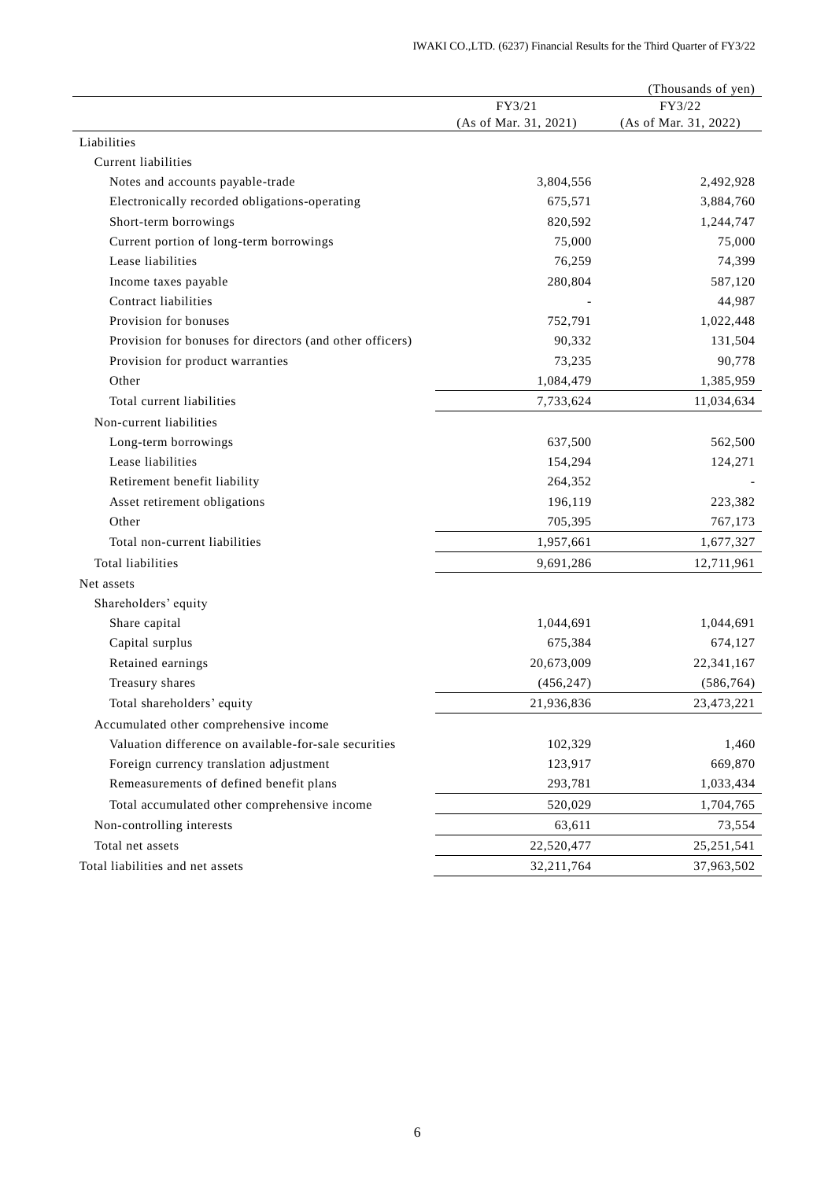(Thousands of yen)

| | FY3/21 (As of Mar. 31, 2021) | FY3/22 (As of Mar. 31, 2022) |
|---|---|---|
| Liabilities | | |
| Current liabilities | | |
| Notes and accounts payable-trade | 3,804,556 | 2,492,928 |
| Electronically recorded obligations-operating | 675,571 | 3,884,760 |
| Short-term borrowings | 820,592 | 1,244,747 |
| Current portion of long-term borrowings | 75,000 | 75,000 |
| Lease liabilities | 76,259 | 74,399 |
| Income taxes payable | 280,804 | 587,120 |
| Contract liabilities | - | 44,987 |
| Provision for bonuses | 752,791 | 1,022,448 |
| Provision for bonuses for directors (and other officers) | 90,332 | 131,504 |
| Provision for product warranties | 73,235 | 90,778 |
| Other | 1,084,479 | 1,385,959 |
| Total current liabilities | 7,733,624 | 11,034,634 |
| Non-current liabilities | | |
| Long-term borrowings | 637,500 | 562,500 |
| Lease liabilities | 154,294 | 124,271 |
| Retirement benefit liability | 264,352 | - |
| Asset retirement obligations | 196,119 | 223,382 |
| Other | 705,395 | 767,173 |
| Total non-current liabilities | 1,957,661 | 1,677,327 |
| Total liabilities | 9,691,286 | 12,711,961 |
| Net assets | | |
| Shareholders' equity | | |
| Share capital | 1,044,691 | 1,044,691 |
| Capital surplus | 675,384 | 674,127 |
| Retained earnings | 20,673,009 | 22,341,167 |
| Treasury shares | (456,247) | (586,764) |
| Total shareholders' equity | 21,936,836 | 23,473,221 |
| Accumulated other comprehensive income | | |
| Valuation difference on available-for-sale securities | 102,329 | 1,460 |
| Foreign currency translation adjustment | 123,917 | 669,870 |
| Remeasurements of defined benefit plans | 293,781 | 1,033,434 |
| Total accumulated other comprehensive income | 520,029 | 1,704,765 |
| Non-controlling interests | 63,611 | 73,554 |
| Total net assets | 22,520,477 | 25,251,541 |
| Total liabilities and net assets | 32,211,764 | 37,963,502 |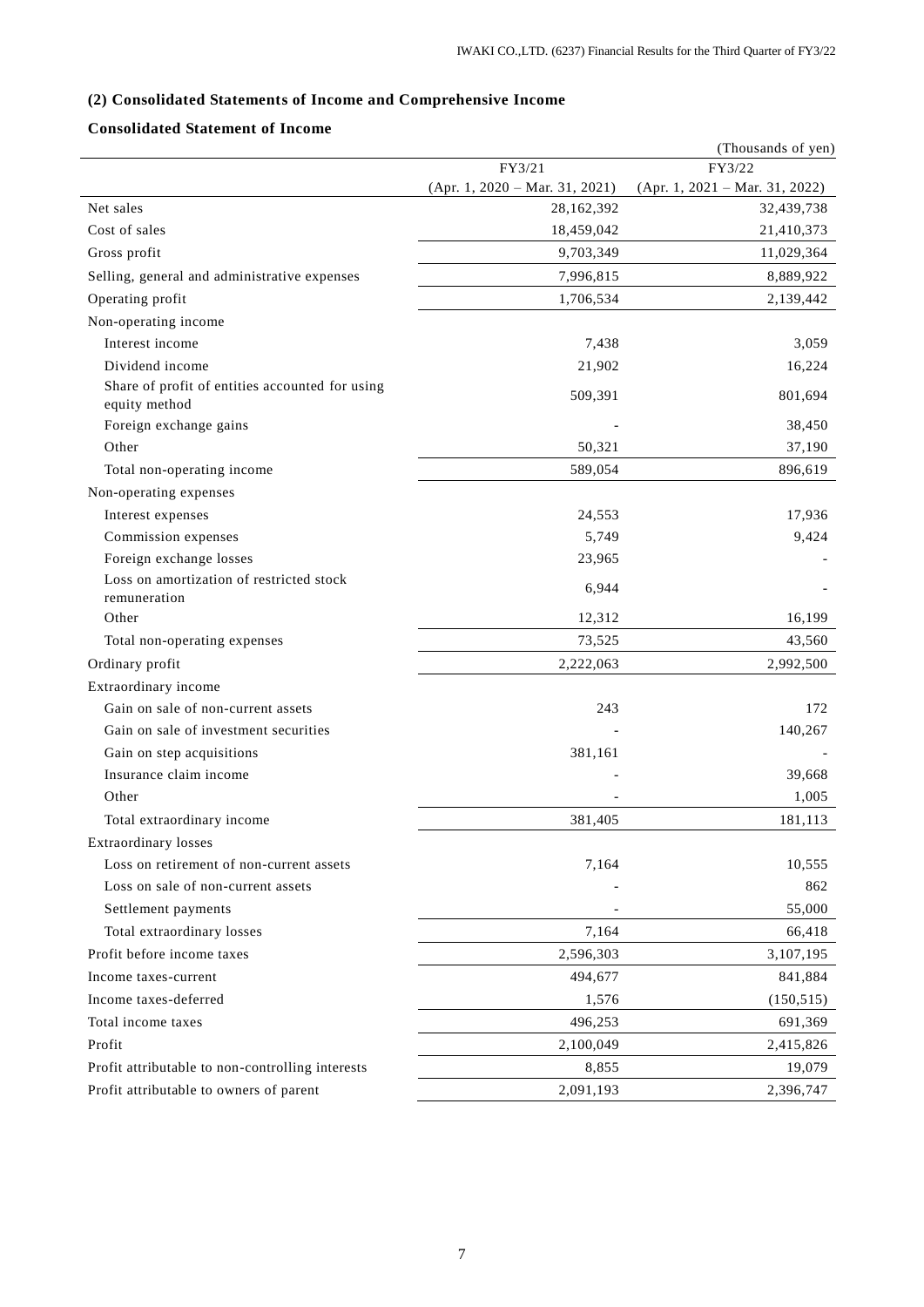### (2) Consolidated Statements of Income and Comprehensive Income

### Consolidated Statement of Income

(Thousands of yen)

| | FY3/21 (Apr. 1, 2020 – Mar. 31, 2021) | FY3/22 (Apr. 1, 2021 – Mar. 31, 2022) |
|---|---|---|
| Net sales | 28,162,392 | 32,439,738 |
| Cost of sales | 18,459,042 | 21,410,373 |
| Gross profit | 9,703,349 | 11,029,364 |
| Selling, general and administrative expenses | 7,996,815 | 8,889,922 |
| Operating profit | 1,706,534 | 2,139,442 |
| Non-operating income | | |
| Interest income | 7,438 | 3,059 |
| Dividend income | 21,902 | 16,224 |
| Share of profit of entities accounted for using equity method | 509,391 | 801,694 |
| Foreign exchange gains | - | 38,450 |
| Other | 50,321 | 37,190 |
| Total non-operating income | 589,054 | 896,619 |
| Non-operating expenses | | |
| Interest expenses | 24,553 | 17,936 |
| Commission expenses | 5,749 | 9,424 |
| Foreign exchange losses | 23,965 | - |
| Loss on amortization of restricted stock remuneration | 6,944 | - |
| Other | 12,312 | 16,199 |
| Total non-operating expenses | 73,525 | 43,560 |
| Ordinary profit | 2,222,063 | 2,992,500 |
| Extraordinary income | | |
| Gain on sale of non-current assets | 243 | 172 |
| Gain on sale of investment securities | - | 140,267 |
| Gain on step acquisitions | 381,161 | - |
| Insurance claim income | - | 39,668 |
| Other | - | 1,005 |
| Total extraordinary income | 381,405 | 181,113 |
| Extraordinary losses | | |
| Loss on retirement of non-current assets | 7,164 | 10,555 |
| Loss on sale of non-current assets | - | 862 |
| Settlement payments | - | 55,000 |
| Total extraordinary losses | 7,164 | 66,418 |
| Profit before income taxes | 2,596,303 | 3,107,195 |
| Income taxes-current | 494,677 | 841,884 |
| Income taxes-deferred | 1,576 | (150,515) |
| Total income taxes | 496,253 | 691,369 |
| Profit | 2,100,049 | 2,415,826 |
| Profit attributable to non-controlling interests | 8,855 | 19,079 |
| Profit attributable to owners of parent | 2,091,193 | 2,396,747 |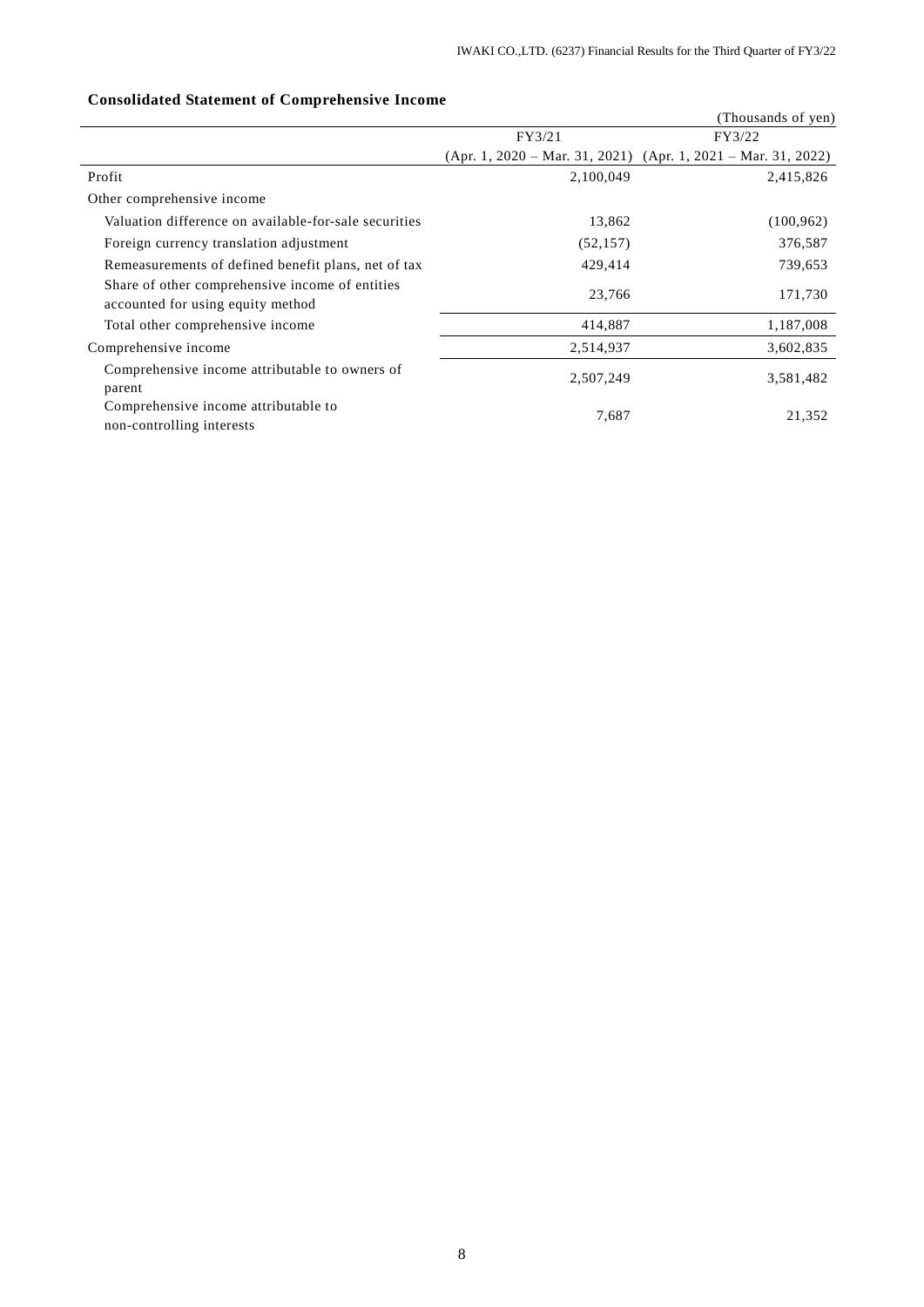### Consolidated Statement of Comprehensive Income

(Thousands of yen)

| | FY3/21 (Apr. 1, 2020 – Mar. 31, 2021) | FY3/22 (Apr. 1, 2021 – Mar. 31, 2022) |
|---|---|---|
| Profit | 2,100,049 | 2,415,826 |
| Other comprehensive income | | |
| Valuation difference on available-for-sale securities | 13,862 | (100,962) |
| Foreign currency translation adjustment | (52,157) | 376,587 |
| Remeasurements of defined benefit plans, net of tax | 429,414 | 739,653 |
| Share of other comprehensive income of entities accounted for using equity method | 23,766 | 171,730 |
| Total other comprehensive income | 414,887 | 1,187,008 |
| Comprehensive income | 2,514,937 | 3,602,835 |
| Comprehensive income attributable to owners of parent | 2,507,249 | 3,581,482 |
| Comprehensive income attributable to non-controlling interests | 7,687 | 21,352 |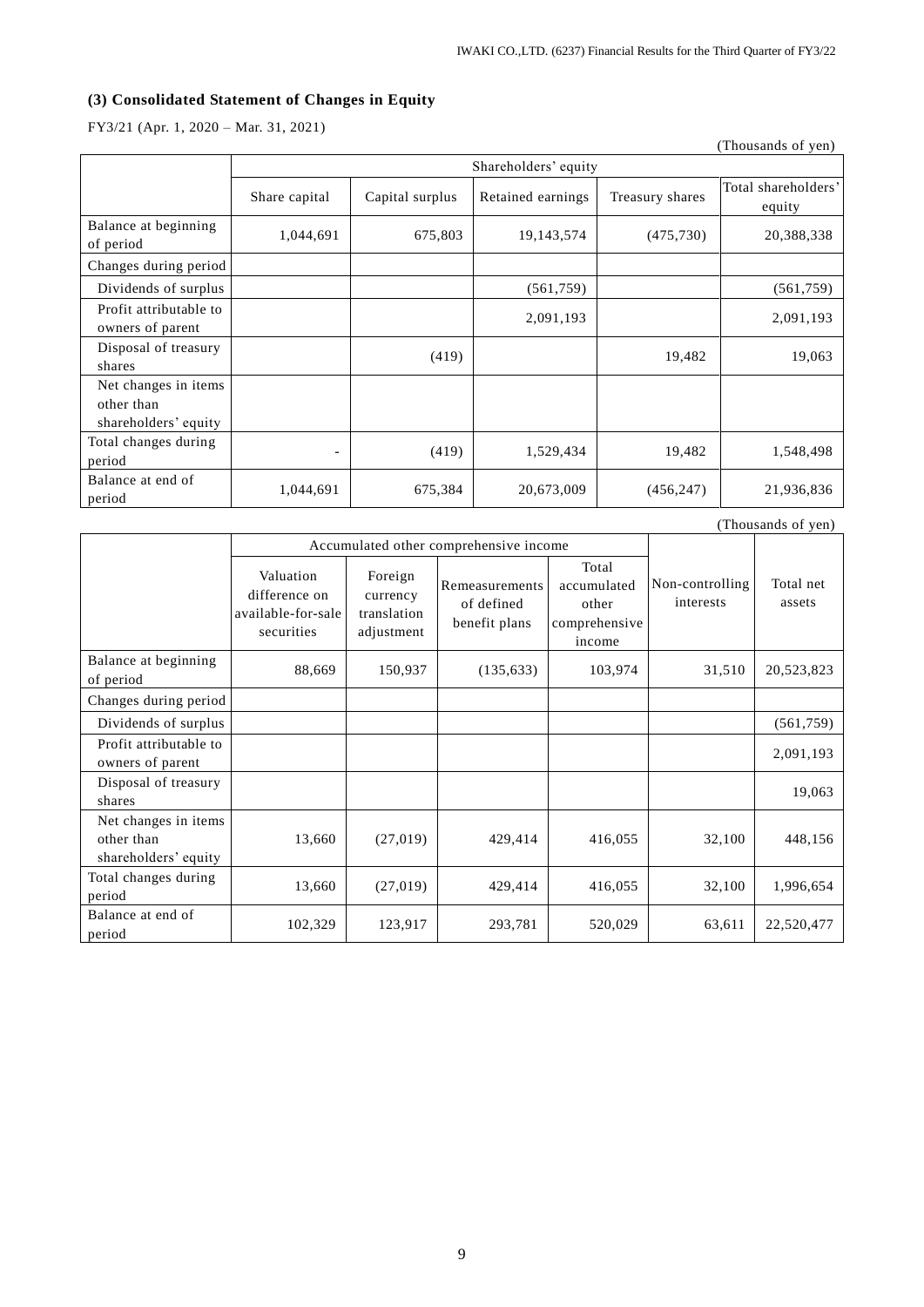### (3) Consolidated Statement of Changes in Equity

FY3/21 (Apr. 1, 2020 – Mar. 31, 2021)

(Thousands of yen)

| | Shareholders' equity | | | | |
|---|---|---|---|---|---|
| | Share capital | Capital surplus | Retained earnings | Treasury shares | Total shareholders' equity |
| Balance at beginning of period | 1,044,691 | 675,803 | 19,143,574 | (475,730) | 20,388,338 |
| Changes during period | | | | | |
| Dividends of surplus | | | (561,759) | | (561,759) |
| Profit attributable to owners of parent | | | 2,091,193 | | 2,091,193 |
| Disposal of treasury shares | | (419) | | 19,482 | 19,063 |
| Net changes in items other than shareholders' equity | | | | | |
| Total changes during period | - | (419) | 1,529,434 | 19,482 | 1,548,498 |
| Balance at end of period | 1,044,691 | 675,384 | 20,673,009 | (456,247) | 21,936,836 |

(Thousands of yen)

| | Accumulated other comprehensive income | | | | Non-controlling interests | Total net assets |
|---|---|---|---|---|---|---|
| | Valuation difference on available-for-sale securities | Foreign currency translation adjustment | Remeasurements of defined benefit plans | Total accumulated other comprehensive income | | |
| Balance at beginning of period | 88,669 | 150,937 | (135,633) | 103,974 | 31,510 | 20,523,823 |
| Changes during period | | | | | | |
| Dividends of surplus | | | | | | (561,759) |
| Profit attributable to owners of parent | | | | | | 2,091,193 |
| Disposal of treasury shares | | | | | | 19,063 |
| Net changes in items other than shareholders' equity | 13,660 | (27,019) | 429,414 | 416,055 | 32,100 | 448,156 |
| Total changes during period | 13,660 | (27,019) | 429,414 | 416,055 | 32,100 | 1,996,654 |
| Balance at end of period | 102,329 | 123,917 | 293,781 | 520,029 | 63,611 | 22,520,477 |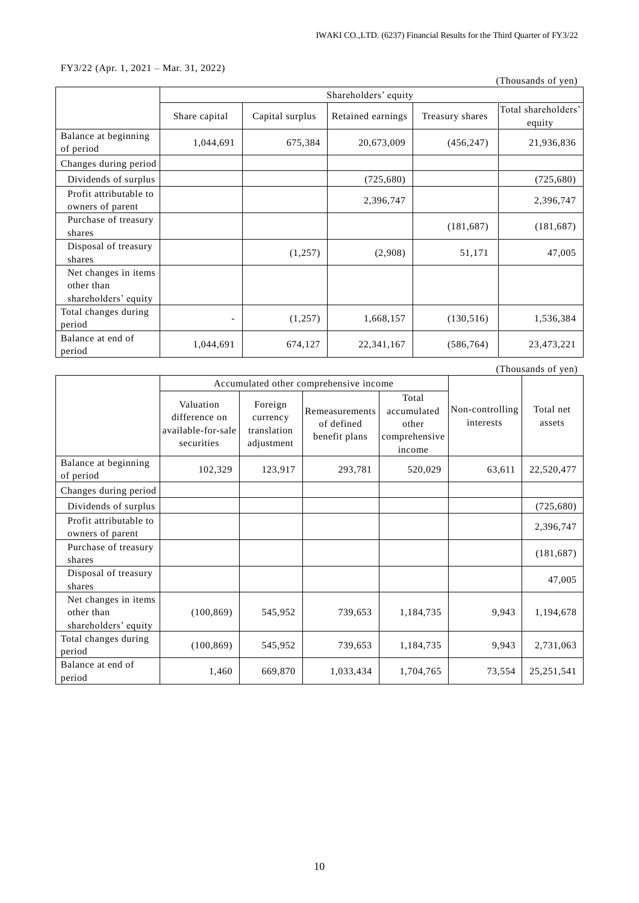FY3/22 (Apr. 1, 2021 – Mar. 31, 2022)

(Thousands of yen)

| | Shareholders' equity | | | | |
|---|---|---|---|---|---|
| | Share capital | Capital surplus | Retained earnings | Treasury shares | Total shareholders' equity |
| Balance at beginning of period | 1,044,691 | 675,384 | 20,673,009 | (456,247) | 21,936,836 |
| Changes during period | | | | | |
| Dividends of surplus | | | (725,680) | | (725,680) |
| Profit attributable to owners of parent | | | 2,396,747 | | 2,396,747 |
| Purchase of treasury shares | | | | (181,687) | (181,687) |
| Disposal of treasury shares | | (1,257) | (2,908) | 51,171 | 47,005 |
| Net changes in items other than shareholders' equity | | | | | |
| Total changes during period | - | (1,257) | 1,668,157 | (130,516) | 1,536,384 |
| Balance at end of period | 1,044,691 | 674,127 | 22,341,167 | (586,764) | 23,473,221 |

(Thousands of yen)

| | Accumulated other comprehensive income | | | | Non-controlling interests | Total net assets |
|---|---|---|---|---|---|---|
| | Valuation difference on available-for-sale securities | Foreign currency translation adjustment | Remeasurements of defined benefit plans | Total accumulated other comprehensive income | | |
| Balance at beginning of period | 102,329 | 123,917 | 293,781 | 520,029 | 63,611 | 22,520,477 |
| Changes during period | | | | | | |
| Dividends of surplus | | | | | | (725,680) |
| Profit attributable to owners of parent | | | | | | 2,396,747 |
| Purchase of treasury shares | | | | | | (181,687) |
| Disposal of treasury shares | | | | | | 47,005 |
| Net changes in items other than shareholders' equity | (100,869) | 545,952 | 739,653 | 1,184,735 | 9,943 | 1,194,678 |
| Total changes during period | (100,869) | 545,952 | 739,653 | 1,184,735 | 9,943 | 2,731,063 |
| Balance at end of period | 1,460 | 669,870 | 1,033,434 | 1,704,765 | 73,554 | 25,251,541 |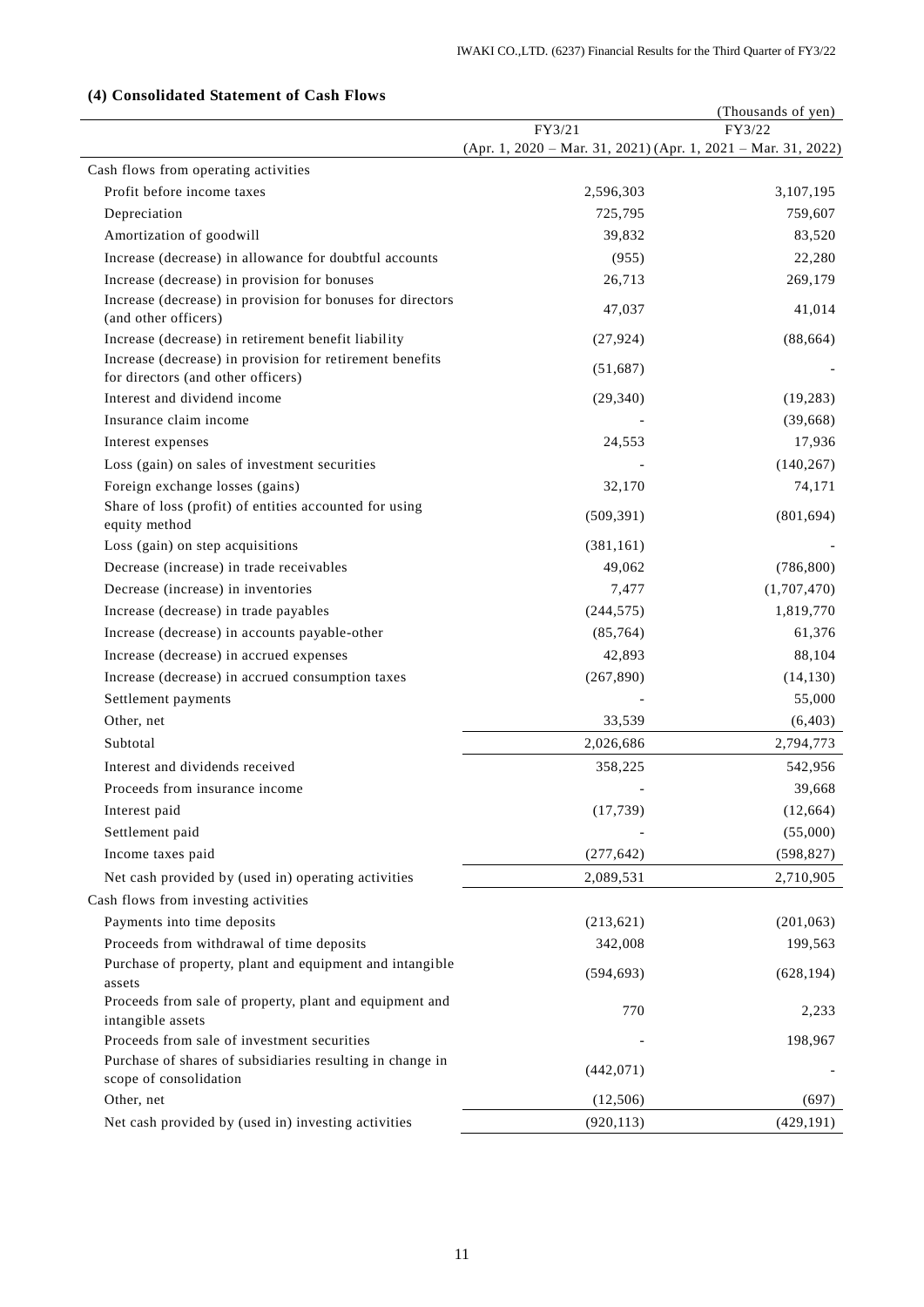### (4) Consolidated Statement of Cash Flows

(Thousands of yen)

| | FY3/21 (Apr. 1, 2020 – Mar. 31, 2021) | FY3/22 (Apr. 1, 2021 – Mar. 31, 2022) |
|---|---|---|
| Cash flows from operating activities | | |
| Profit before income taxes | 2,596,303 | 3,107,195 |
| Depreciation | 725,795 | 759,607 |
| Amortization of goodwill | 39,832 | 83,520 |
| Increase (decrease) in allowance for doubtful accounts | (955) | 22,280 |
| Increase (decrease) in provision for bonuses | 26,713 | 269,179 |
| Increase (decrease) in provision for bonuses for directors (and other officers) | 47,037 | 41,014 |
| Increase (decrease) in retirement benefit liability | (27,924) | (88,664) |
| Increase (decrease) in provision for retirement benefits for directors (and other officers) | (51,687) | - |
| Interest and dividend income | (29,340) | (19,283) |
| Insurance claim income | - | (39,668) |
| Interest expenses | 24,553 | 17,936 |
| Loss (gain) on sales of investment securities | - | (140,267) |
| Foreign exchange losses (gains) | 32,170 | 74,171 |
| Share of loss (profit) of entities accounted for using equity method | (509,391) | (801,694) |
| Loss (gain) on step acquisitions | (381,161) | - |
| Decrease (increase) in trade receivables | 49,062 | (786,800) |
| Decrease (increase) in inventories | 7,477 | (1,707,470) |
| Increase (decrease) in trade payables | (244,575) | 1,819,770 |
| Increase (decrease) in accounts payable-other | (85,764) | 61,376 |
| Increase (decrease) in accrued expenses | 42,893 | 88,104 |
| Increase (decrease) in accrued consumption taxes | (267,890) | (14,130) |
| Settlement payments | - | 55,000 |
| Other, net | 33,539 | (6,403) |
| Subtotal | 2,026,686 | 2,794,773 |
| Interest and dividends received | 358,225 | 542,956 |
| Proceeds from insurance income | - | 39,668 |
| Interest paid | (17,739) | (12,664) |
| Settlement paid | - | (55,000) |
| Income taxes paid | (277,642) | (598,827) |
| Net cash provided by (used in) operating activities | 2,089,531 | 2,710,905 |
| Cash flows from investing activities | | |
| Payments into time deposits | (213,621) | (201,063) |
| Proceeds from withdrawal of time deposits | 342,008 | 199,563 |
| Purchase of property, plant and equipment and intangible assets | (594,693) | (628,194) |
| Proceeds from sale of property, plant and equipment and intangible assets | 770 | 2,233 |
| Proceeds from sale of investment securities | - | 198,967 |
| Purchase of shares of subsidiaries resulting in change in scope of consolidation | (442,071) | - |
| Other, net | (12,506) | (697) |
| Net cash provided by (used in) investing activities | (920,113) | (429,191) |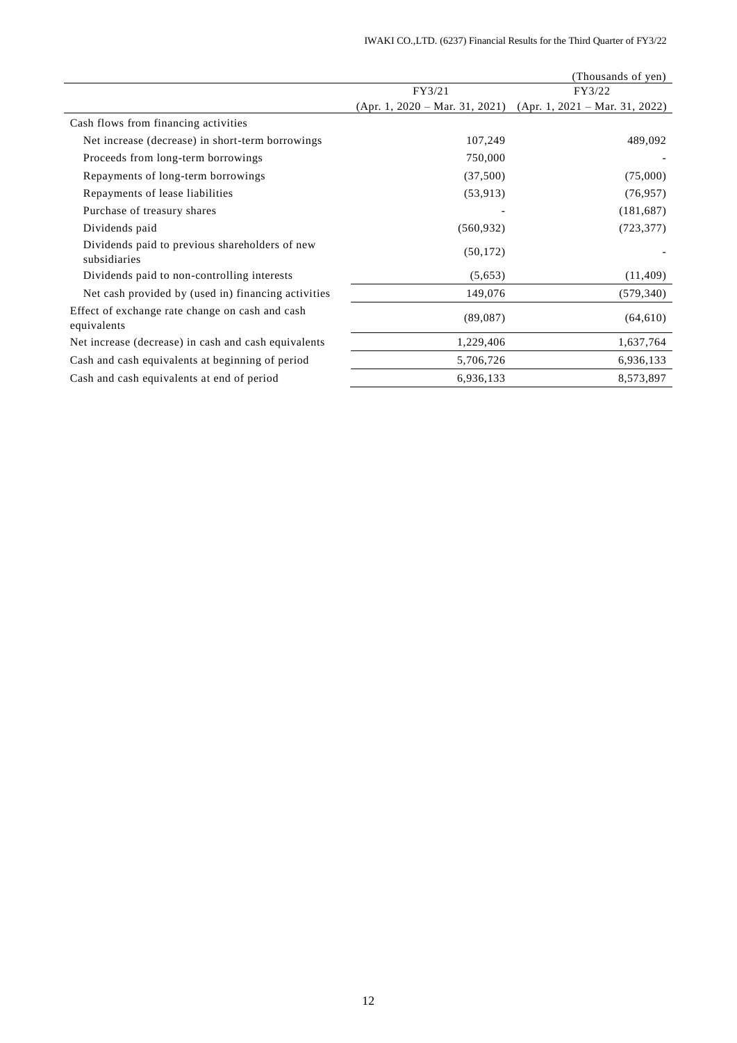(Thousands of yen)

| | FY3/21 (Apr. 1, 2020 – Mar. 31, 2021) | FY3/22 (Apr. 1, 2021 – Mar. 31, 2022) |
|---|---|---|
| Cash flows from financing activities | | |
| Net increase (decrease) in short-term borrowings | 107,249 | 489,092 |
| Proceeds from long-term borrowings | 750,000 | - |
| Repayments of long-term borrowings | (37,500) | (75,000) |
| Repayments of lease liabilities | (53,913) | (76,957) |
| Purchase of treasury shares | - | (181,687) |
| Dividends paid | (560,932) | (723,377) |
| Dividends paid to previous shareholders of new subsidiaries | (50,172) | - |
| Dividends paid to non-controlling interests | (5,653) | (11,409) |
| Net cash provided by (used in) financing activities | 149,076 | (579,340) |
| Effect of exchange rate change on cash and cash equivalents | (89,087) | (64,610) |
| Net increase (decrease) in cash and cash equivalents | 1,229,406 | 1,637,764 |
| Cash and cash equivalents at beginning of period | 5,706,726 | 6,936,133 |
| Cash and cash equivalents at end of period | 6,936,133 | 8,573,897 |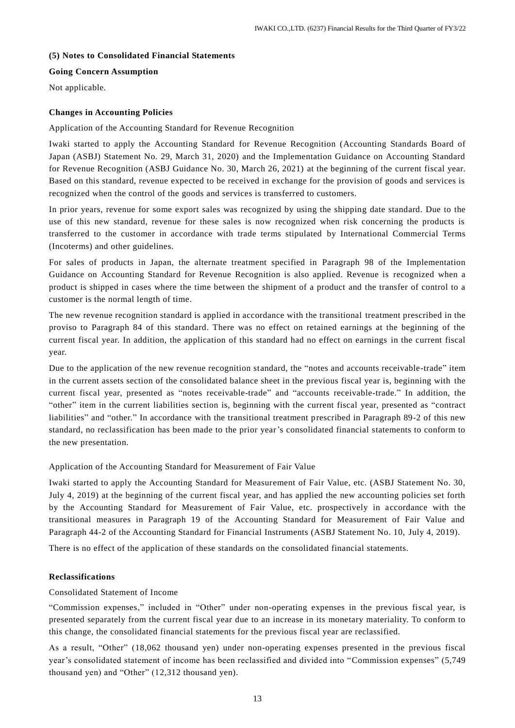### (5) Notes to Consolidated Financial Statements

**Going Concern Assumption**

Not applicable.

**Changes in Accounting Policies**

Application of the Accounting Standard for Revenue Recognition

Iwaki started to apply the Accounting Standard for Revenue Recognition (Accounting Standards Board of Japan (ASBJ) Statement No. 29, March 31, 2020) and the Implementation Guidance on Accounting Standard for Revenue Recognition (ASBJ Guidance No. 30, March 26, 2021) at the beginning of the current fiscal year. Based on this standard, revenue expected to be received in exchange for the provision of goods and services is recognized when the control of the goods and services is transferred to customers.

In prior years, revenue for some export sales was recognized by using the shipping date standard. Due to the use of this new standard, revenue for these sales is now recognized when risk concerning the products is transferred to the customer in accordance with trade terms stipulated by International Commercial Terms (Incoterms) and other guidelines.

For sales of products in Japan, the alternate treatment specified in Paragraph 98 of the Implementation Guidance on Accounting Standard for Revenue Recognition is also applied. Revenue is recognized when a product is shipped in cases where the time between the shipment of a product and the transfer of control to a customer is the normal length of time.

The new revenue recognition standard is applied in accordance with the transitional treatment prescribed in the proviso to Paragraph 84 of this standard. There was no effect on retained earnings at the beginning of the current fiscal year. In addition, the application of this standard had no effect on earnings in the current fiscal year.

Due to the application of the new revenue recognition standard, the "notes and accounts receivable-trade" item in the current assets section of the consolidated balance sheet in the previous fiscal year is, beginning with the current fiscal year, presented as "notes receivable-trade" and "accounts receivable-trade." In addition, the "other" item in the current liabilities section is, beginning with the current fiscal year, presented as "contract liabilities" and "other." In accordance with the transitional treatment prescribed in Paragraph 89-2 of this new standard, no reclassification has been made to the prior year's consolidated financial statements to conform to the new presentation.

Application of the Accounting Standard for Measurement of Fair Value

Iwaki started to apply the Accounting Standard for Measurement of Fair Value, etc. (ASBJ Statement No. 30, July 4, 2019) at the beginning of the current fiscal year, and has applied the new accounting policies set forth by the Accounting Standard for Measurement of Fair Value, etc. prospectively in accordance with the transitional measures in Paragraph 19 of the Accounting Standard for Measurement of Fair Value and Paragraph 44-2 of the Accounting Standard for Financial Instruments (ASBJ Statement No. 10, July 4, 2019).

There is no effect of the application of these standards on the consolidated financial statements.

**Reclassifications**

Consolidated Statement of Income

"Commission expenses," included in "Other" under non-operating expenses in the previous fiscal year, is presented separately from the current fiscal year due to an increase in its monetary materiality. To conform to this change, the consolidated financial statements for the previous fiscal year are reclassified.

As a result, "Other" (18,062 thousand yen) under non-operating expenses presented in the previous fiscal year's consolidated statement of income has been reclassified and divided into "Commission expenses" (5,749 thousand yen) and "Other" (12,312 thousand yen).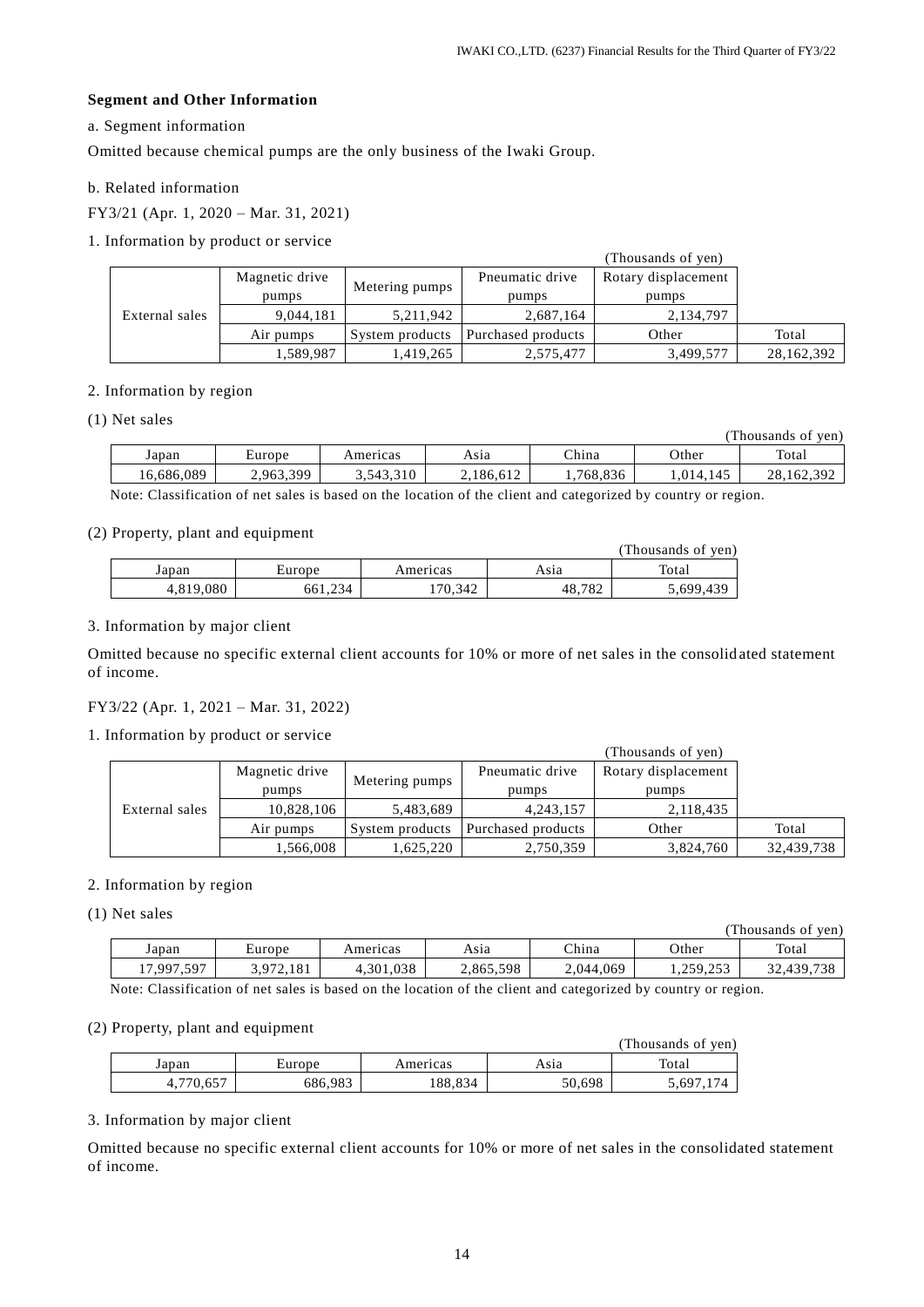**Segment and Other Information**

a. Segment information

Omitted because chemical pumps are the only business of the Iwaki Group.

b. Related information

FY3/21 (Apr. 1, 2020 – Mar. 31, 2021)

1. Information by product or service

(Thousands of yen)

| | Magnetic drive pumps | Metering pumps | Pneumatic drive pumps | Rotary displacement pumps | |
|---|---|---|---|---|---|
| External sales | 9,044,181 | 5,211,942 | 2,687,164 | 2,134,797 | |
| | Air pumps | System products | Purchased products | Other | Total |
| | 1,589,987 | 1,419,265 | 2,575,477 | 3,499,577 | 28,162,392 |

2. Information by region

(1) Net sales

(Thousands of yen)

| Japan | Europe | Americas | Asia | China | Other | Total |
|---|---|---|---|---|---|---|
| 16,686,089 | 2,963,399 | 3,543,310 | 2,186,612 | 1,768,836 | 1,014,145 | 28,162,392 |

Note: Classification of net sales is based on the location of the client and categorized by country or region.

(2) Property, plant and equipment

(Thousands of yen)

| Japan | Europe | Americas | Asia | Total |
|---|---|---|---|---|
| 4,819,080 | 661,234 | 170,342 | 48,782 | 5,699,439 |

3. Information by major client

Omitted because no specific external client accounts for 10% or more of net sales in the consolidated statement of income.

FY3/22 (Apr. 1, 2021 – Mar. 31, 2022)

1. Information by product or service

(Thousands of yen)

| | Magnetic drive pumps | Metering pumps | Pneumatic drive pumps | Rotary displacement pumps | |
|---|---|---|---|---|---|
| External sales | 10,828,106 | 5,483,689 | 4,243,157 | 2,118,435 | |
| | Air pumps | System products | Purchased products | Other | Total |
| | 1,566,008 | 1,625,220 | 2,750,359 | 3,824,760 | 32,439,738 |

2. Information by region

(1) Net sales

(Thousands of yen)

| Japan | Europe | Americas | Asia | China | Other | Total |
|---|---|---|---|---|---|---|
| 17,997,597 | 3,972,181 | 4,301,038 | 2,865,598 | 2,044,069 | 1,259,253 | 32,439,738 |

Note: Classification of net sales is based on the location of the client and categorized by country or region.

(2) Property, plant and equipment

(Thousands of yen)

| Japan | Europe | Americas | Asia | Total |
|---|---|---|---|---|
| 4,770,657 | 686,983 | 188,834 | 50,698 | 5,697,174 |

3. Information by major client

Omitted because no specific external client accounts for 10% or more of net sales in the consolidated statement of income.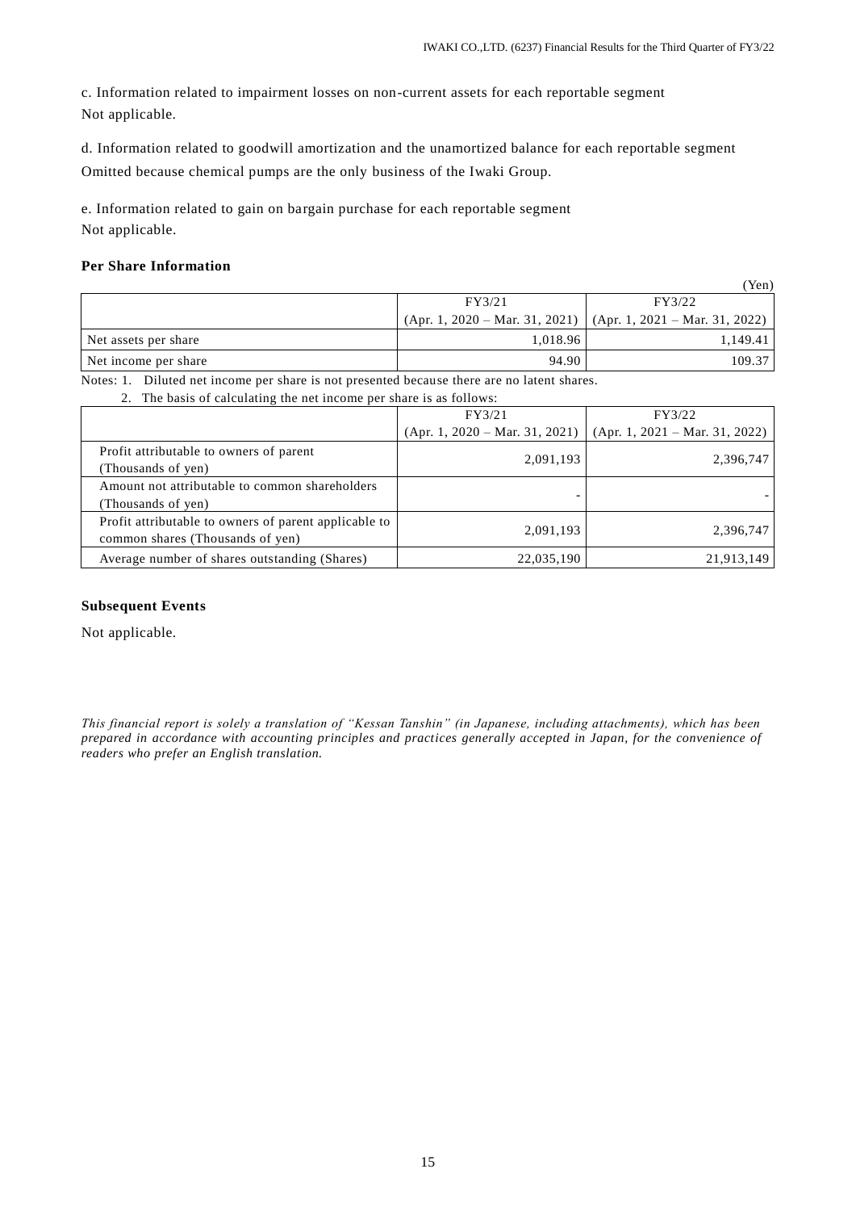c. Information related to impairment losses on non-current assets for each reportable segment
Not applicable.

d. Information related to goodwill amortization and the unamortized balance for each reportable segment
Omitted because chemical pumps are the only business of the Iwaki Group.

e. Information related to gain on bargain purchase for each reportable segment
Not applicable.

### Per Share Information

(Yen)

| | FY3/21<br>(Apr. 1, 2020 – Mar. 31, 2021) | FY3/22<br>(Apr. 1, 2021 – Mar. 31, 2022) |
|---|---|---|
| Net assets per share | 1,018.96 | 1,149.41 |
| Net income per share | 94.90 | 109.37 |

Notes: 1. Diluted net income per share is not presented because there are no latent shares.

2. The basis of calculating the net income per share is as follows:

| | FY3/21<br>(Apr. 1, 2020 – Mar. 31, 2021) | FY3/22<br>(Apr. 1, 2021 – Mar. 31, 2022) |
|---|---|---|
| Profit attributable to owners of parent (Thousands of yen) | 2,091,193 | 2,396,747 |
| Amount not attributable to common shareholders (Thousands of yen) | - | - |
| Profit attributable to owners of parent applicable to common shares (Thousands of yen) | 2,091,193 | 2,396,747 |
| Average number of shares outstanding (Shares) | 22,035,190 | 21,913,149 |

### Subsequent Events

Not applicable.

*This financial report is solely a translation of "Kessan Tanshin" (in Japanese, including attachments), which has been prepared in accordance with accounting principles and practices generally accepted in Japan, for the convenience of readers who prefer an English translation.*